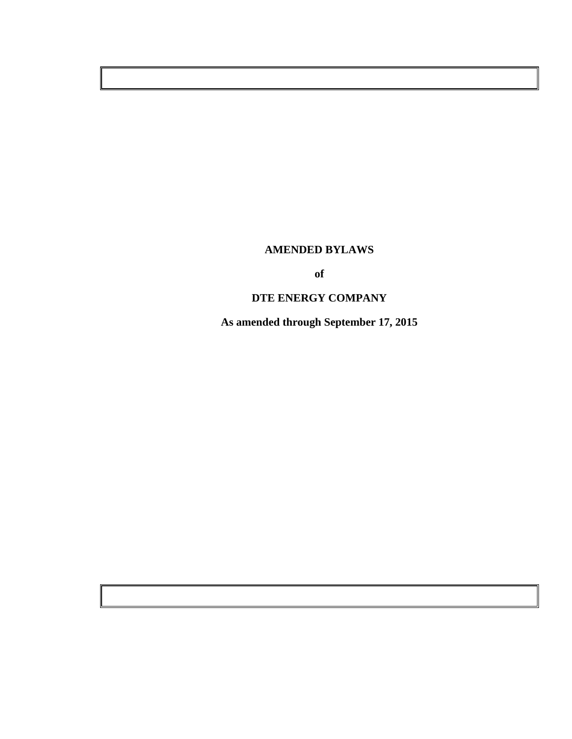# AMENDED BYLAWS

**of**

**DTE ENERGY COMPANY**

**As amended through September 17, 2015**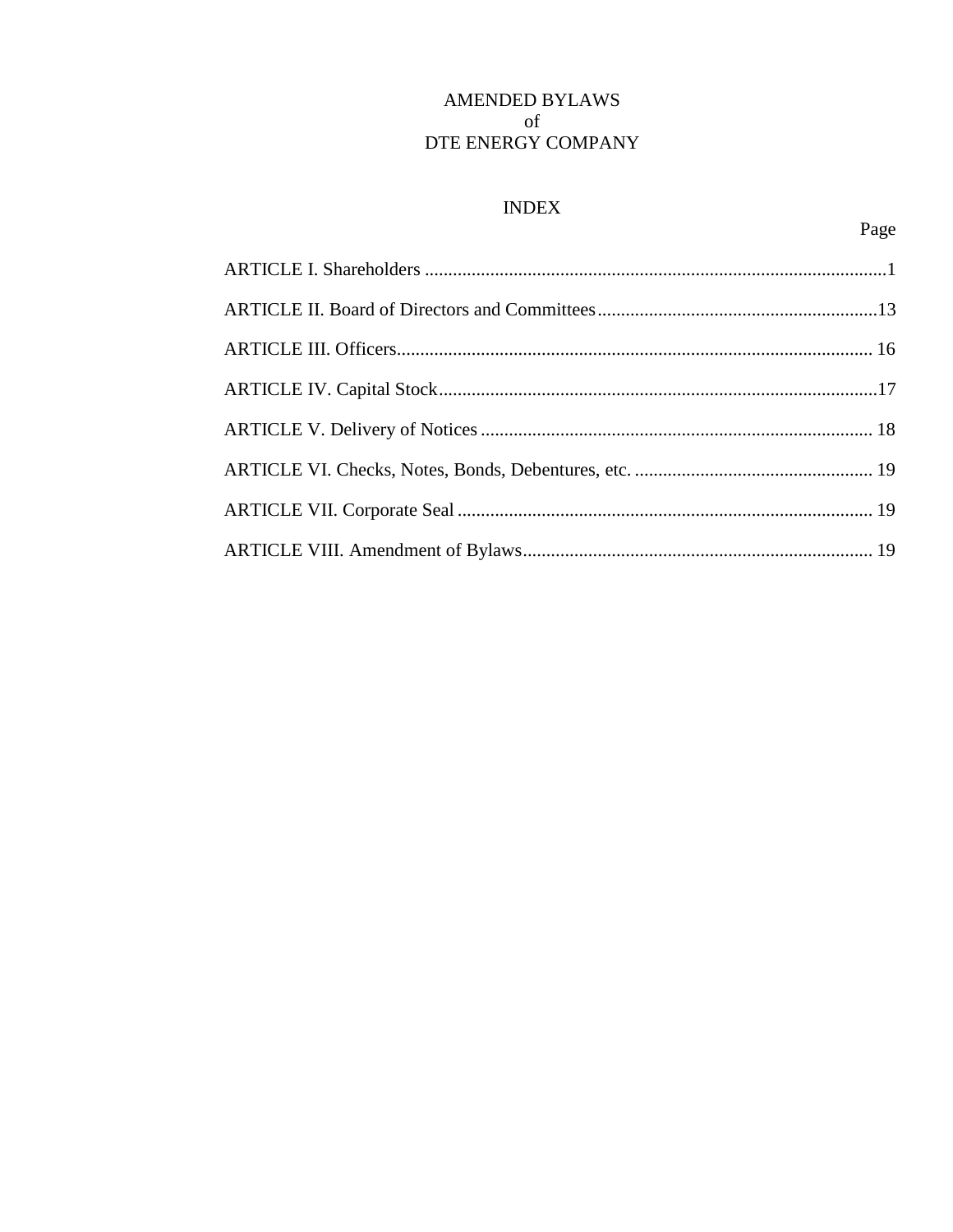# AMENDED BYLAWS
of
DTE ENERGY COMPANY

## INDEX

| | Page |
|---|---|
| ARTICLE I. Shareholders | 1 |
| ARTICLE II. Board of Directors and Committees | 13 |
| ARTICLE III. Officers | 16 |
| ARTICLE IV. Capital Stock | 17 |
| ARTICLE V. Delivery of Notices | 18 |
| ARTICLE VI. Checks, Notes, Bonds, Debentures, etc. | 19 |
| ARTICLE VII. Corporate Seal | 19 |
| ARTICLE VIII. Amendment of Bylaws | 19 |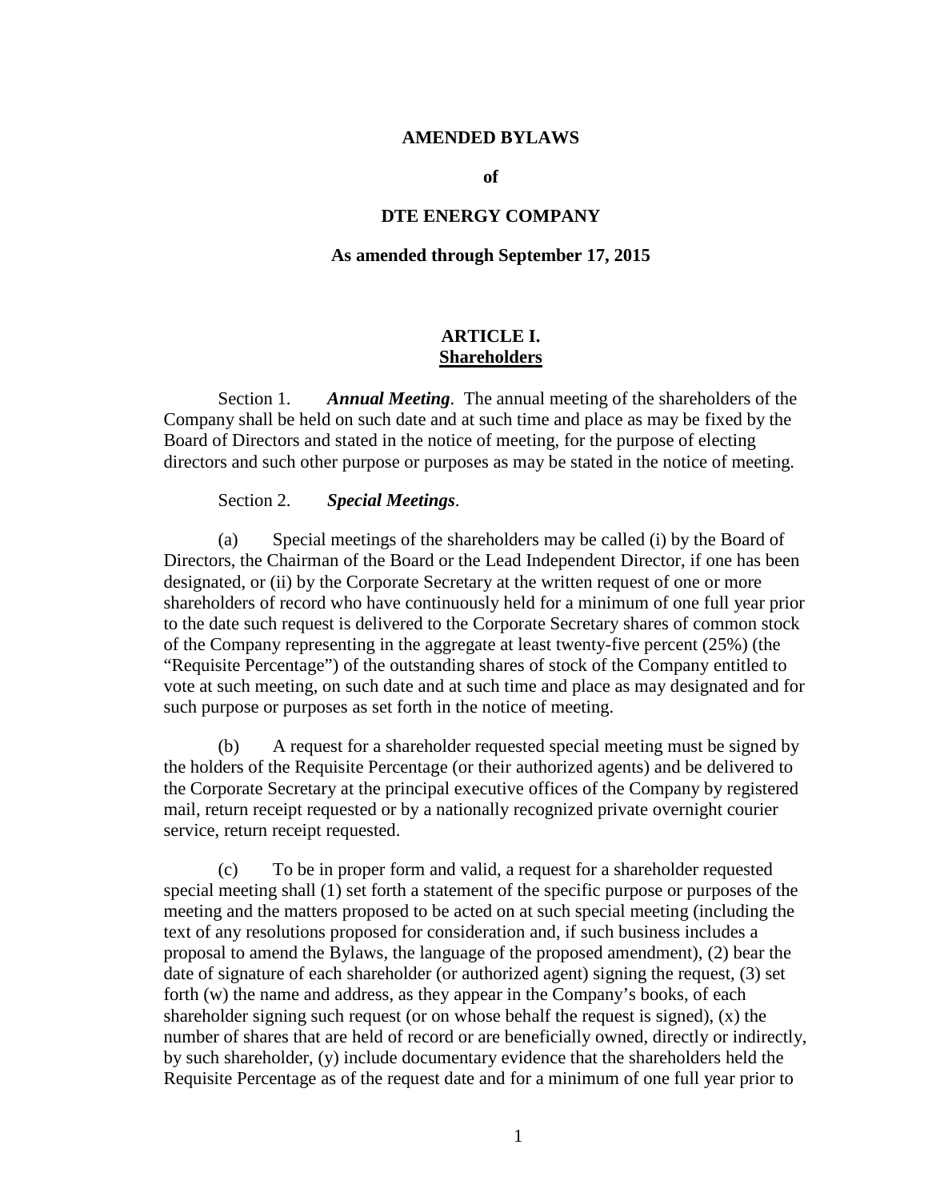# AMENDED BYLAWS

**of**

# DTE ENERGY COMPANY

**As amended through September 17, 2015**

## ARTICLE I.
## Shareholders

Section 1. ***Annual Meeting***. The annual meeting of the shareholders of the Company shall be held on such date and at such time and place as may be fixed by the Board of Directors and stated in the notice of meeting, for the purpose of electing directors and such other purpose or purposes as may be stated in the notice of meeting.

Section 2. ***Special Meetings***.

(a) Special meetings of the shareholders may be called (i) by the Board of Directors, the Chairman of the Board or the Lead Independent Director, if one has been designated, or (ii) by the Corporate Secretary at the written request of one or more shareholders of record who have continuously held for a minimum of one full year prior to the date such request is delivered to the Corporate Secretary shares of common stock of the Company representing in the aggregate at least twenty-five percent (25%) (the "Requisite Percentage") of the outstanding shares of stock of the Company entitled to vote at such meeting, on such date and at such time and place as may designated and for such purpose or purposes as set forth in the notice of meeting.

(b) A request for a shareholder requested special meeting must be signed by the holders of the Requisite Percentage (or their authorized agents) and be delivered to the Corporate Secretary at the principal executive offices of the Company by registered mail, return receipt requested or by a nationally recognized private overnight courier service, return receipt requested.

(c) To be in proper form and valid, a request for a shareholder requested special meeting shall (1) set forth a statement of the specific purpose or purposes of the meeting and the matters proposed to be acted on at such special meeting (including the text of any resolutions proposed for consideration and, if such business includes a proposal to amend the Bylaws, the language of the proposed amendment), (2) bear the date of signature of each shareholder (or authorized agent) signing the request, (3) set forth (w) the name and address, as they appear in the Company's books, of each shareholder signing such request (or on whose behalf the request is signed), (x) the number of shares that are held of record or are beneficially owned, directly or indirectly, by such shareholder, (y) include documentary evidence that the shareholders held the Requisite Percentage as of the request date and for a minimum of one full year prior to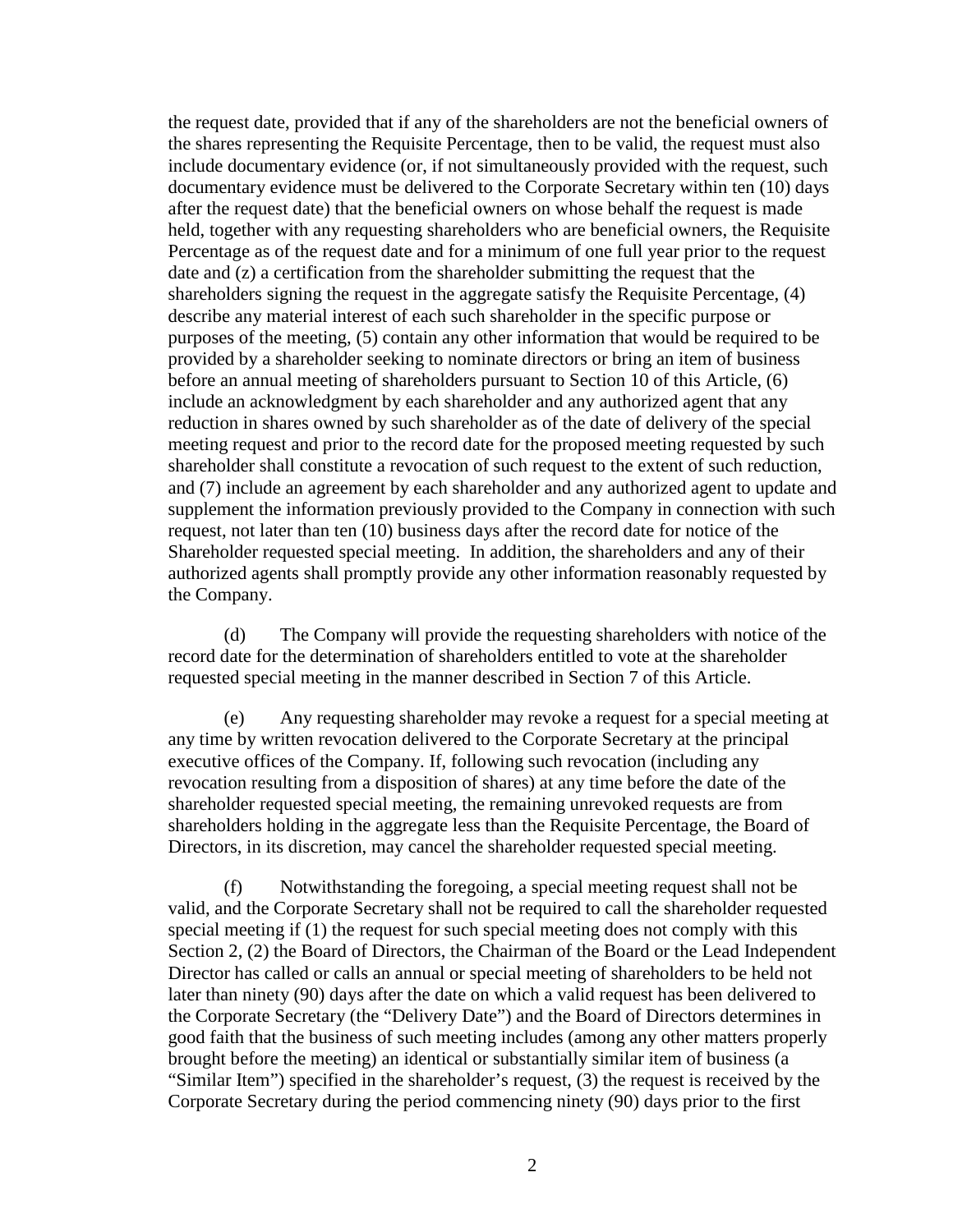the request date, provided that if any of the shareholders are not the beneficial owners of the shares representing the Requisite Percentage, then to be valid, the request must also include documentary evidence (or, if not simultaneously provided with the request, such documentary evidence must be delivered to the Corporate Secretary within ten (10) days after the request date) that the beneficial owners on whose behalf the request is made held, together with any requesting shareholders who are beneficial owners, the Requisite Percentage as of the request date and for a minimum of one full year prior to the request date and (z) a certification from the shareholder submitting the request that the shareholders signing the request in the aggregate satisfy the Requisite Percentage, (4) describe any material interest of each such shareholder in the specific purpose or purposes of the meeting, (5) contain any other information that would be required to be provided by a shareholder seeking to nominate directors or bring an item of business before an annual meeting of shareholders pursuant to Section 10 of this Article, (6) include an acknowledgment by each shareholder and any authorized agent that any reduction in shares owned by such shareholder as of the date of delivery of the special meeting request and prior to the record date for the proposed meeting requested by such shareholder shall constitute a revocation of such request to the extent of such reduction, and (7) include an agreement by each shareholder and any authorized agent to update and supplement the information previously provided to the Company in connection with such request, not later than ten (10) business days after the record date for notice of the Shareholder requested special meeting. In addition, the shareholders and any of their authorized agents shall promptly provide any other information reasonably requested by the Company.

(d) The Company will provide the requesting shareholders with notice of the record date for the determination of shareholders entitled to vote at the shareholder requested special meeting in the manner described in Section 7 of this Article.

(e) Any requesting shareholder may revoke a request for a special meeting at any time by written revocation delivered to the Corporate Secretary at the principal executive offices of the Company. If, following such revocation (including any revocation resulting from a disposition of shares) at any time before the date of the shareholder requested special meeting, the remaining unrevoked requests are from shareholders holding in the aggregate less than the Requisite Percentage, the Board of Directors, in its discretion, may cancel the shareholder requested special meeting.

(f) Notwithstanding the foregoing, a special meeting request shall not be valid, and the Corporate Secretary shall not be required to call the shareholder requested special meeting if (1) the request for such special meeting does not comply with this Section 2, (2) the Board of Directors, the Chairman of the Board or the Lead Independent Director has called or calls an annual or special meeting of shareholders to be held not later than ninety (90) days after the date on which a valid request has been delivered to the Corporate Secretary (the "Delivery Date") and the Board of Directors determines in good faith that the business of such meeting includes (among any other matters properly brought before the meeting) an identical or substantially similar item of business (a "Similar Item") specified in the shareholder's request, (3) the request is received by the Corporate Secretary during the period commencing ninety (90) days prior to the first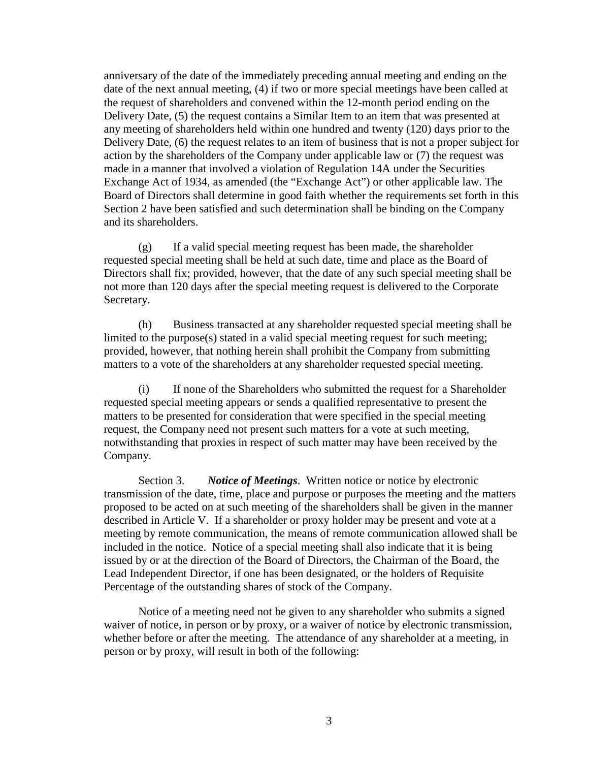anniversary of the date of the immediately preceding annual meeting and ending on the date of the next annual meeting, (4) if two or more special meetings have been called at the request of shareholders and convened within the 12-month period ending on the Delivery Date, (5) the request contains a Similar Item to an item that was presented at any meeting of shareholders held within one hundred and twenty (120) days prior to the Delivery Date, (6) the request relates to an item of business that is not a proper subject for action by the shareholders of the Company under applicable law or (7) the request was made in a manner that involved a violation of Regulation 14A under the Securities Exchange Act of 1934, as amended (the "Exchange Act") or other applicable law. The Board of Directors shall determine in good faith whether the requirements set forth in this Section 2 have been satisfied and such determination shall be binding on the Company and its shareholders.

(g) If a valid special meeting request has been made, the shareholder requested special meeting shall be held at such date, time and place as the Board of Directors shall fix; provided, however, that the date of any such special meeting shall be not more than 120 days after the special meeting request is delivered to the Corporate Secretary.

(h) Business transacted at any shareholder requested special meeting shall be limited to the purpose(s) stated in a valid special meeting request for such meeting; provided, however, that nothing herein shall prohibit the Company from submitting matters to a vote of the shareholders at any shareholder requested special meeting.

(i) If none of the Shareholders who submitted the request for a Shareholder requested special meeting appears or sends a qualified representative to present the matters to be presented for consideration that were specified in the special meeting request, the Company need not present such matters for a vote at such meeting, notwithstanding that proxies in respect of such matter may have been received by the Company.

Section 3. ***Notice of Meetings***. Written notice or notice by electronic transmission of the date, time, place and purpose or purposes the meeting and the matters proposed to be acted on at such meeting of the shareholders shall be given in the manner described in Article V. If a shareholder or proxy holder may be present and vote at a meeting by remote communication, the means of remote communication allowed shall be included in the notice. Notice of a special meeting shall also indicate that it is being issued by or at the direction of the Board of Directors, the Chairman of the Board, the Lead Independent Director, if one has been designated, or the holders of Requisite Percentage of the outstanding shares of stock of the Company.

Notice of a meeting need not be given to any shareholder who submits a signed waiver of notice, in person or by proxy, or a waiver of notice by electronic transmission, whether before or after the meeting. The attendance of any shareholder at a meeting, in person or by proxy, will result in both of the following: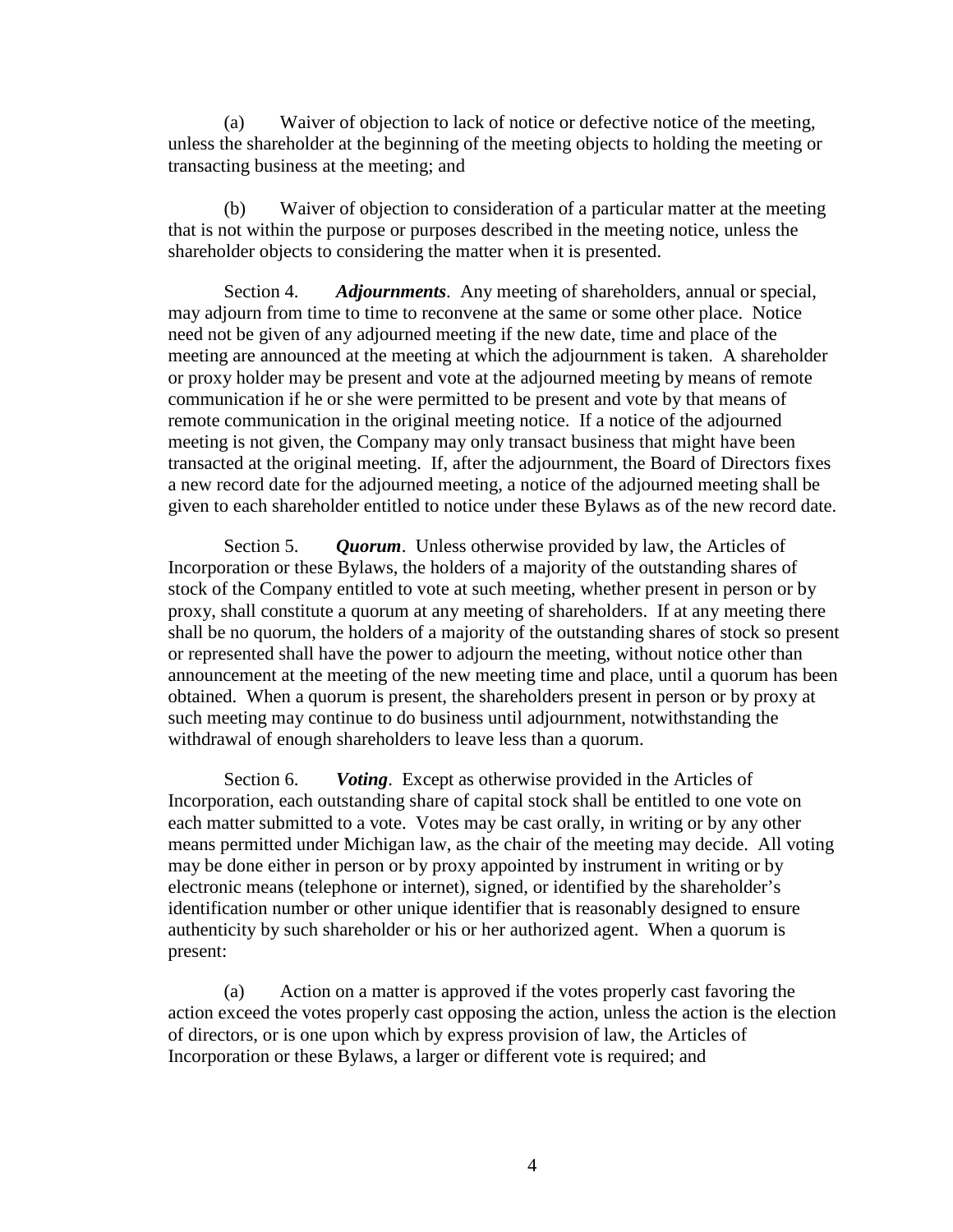(a) Waiver of objection to lack of notice or defective notice of the meeting, unless the shareholder at the beginning of the meeting objects to holding the meeting or transacting business at the meeting; and

(b) Waiver of objection to consideration of a particular matter at the meeting that is not within the purpose or purposes described in the meeting notice, unless the shareholder objects to considering the matter when it is presented.

Section 4. ***Adjournments***. Any meeting of shareholders, annual or special, may adjourn from time to time to reconvene at the same or some other place. Notice need not be given of any adjourned meeting if the new date, time and place of the meeting are announced at the meeting at which the adjournment is taken. A shareholder or proxy holder may be present and vote at the adjourned meeting by means of remote communication if he or she were permitted to be present and vote by that means of remote communication in the original meeting notice. If a notice of the adjourned meeting is not given, the Company may only transact business that might have been transacted at the original meeting. If, after the adjournment, the Board of Directors fixes a new record date for the adjourned meeting, a notice of the adjourned meeting shall be given to each shareholder entitled to notice under these Bylaws as of the new record date.

Section 5. ***Quorum***. Unless otherwise provided by law, the Articles of Incorporation or these Bylaws, the holders of a majority of the outstanding shares of stock of the Company entitled to vote at such meeting, whether present in person or by proxy, shall constitute a quorum at any meeting of shareholders. If at any meeting there shall be no quorum, the holders of a majority of the outstanding shares of stock so present or represented shall have the power to adjourn the meeting, without notice other than announcement at the meeting of the new meeting time and place, until a quorum has been obtained. When a quorum is present, the shareholders present in person or by proxy at such meeting may continue to do business until adjournment, notwithstanding the withdrawal of enough shareholders to leave less than a quorum.

Section 6. ***Voting***. Except as otherwise provided in the Articles of Incorporation, each outstanding share of capital stock shall be entitled to one vote on each matter submitted to a vote. Votes may be cast orally, in writing or by any other means permitted under Michigan law, as the chair of the meeting may decide. All voting may be done either in person or by proxy appointed by instrument in writing or by electronic means (telephone or internet), signed, or identified by the shareholder's identification number or other unique identifier that is reasonably designed to ensure authenticity by such shareholder or his or her authorized agent. When a quorum is present:

(a) Action on a matter is approved if the votes properly cast favoring the action exceed the votes properly cast opposing the action, unless the action is the election of directors, or is one upon which by express provision of law, the Articles of Incorporation or these Bylaws, a larger or different vote is required; and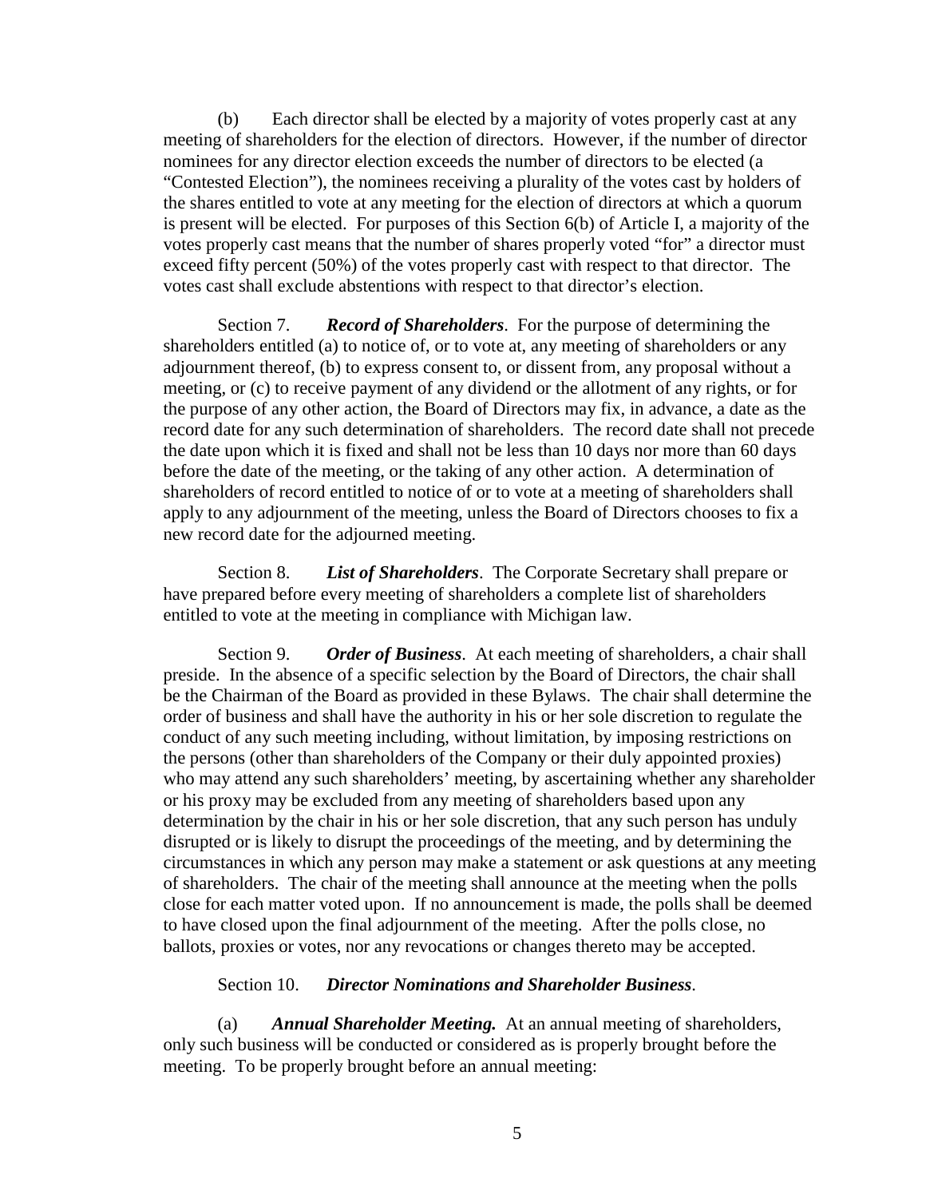(b) Each director shall be elected by a majority of votes properly cast at any meeting of shareholders for the election of directors. However, if the number of director nominees for any director election exceeds the number of directors to be elected (a "Contested Election"), the nominees receiving a plurality of the votes cast by holders of the shares entitled to vote at any meeting for the election of directors at which a quorum is present will be elected. For purposes of this Section 6(b) of Article I, a majority of the votes properly cast means that the number of shares properly voted "for" a director must exceed fifty percent (50%) of the votes properly cast with respect to that director. The votes cast shall exclude abstentions with respect to that director's election.

Section 7. ***Record of Shareholders***. For the purpose of determining the shareholders entitled (a) to notice of, or to vote at, any meeting of shareholders or any adjournment thereof, (b) to express consent to, or dissent from, any proposal without a meeting, or (c) to receive payment of any dividend or the allotment of any rights, or for the purpose of any other action, the Board of Directors may fix, in advance, a date as the record date for any such determination of shareholders. The record date shall not precede the date upon which it is fixed and shall not be less than 10 days nor more than 60 days before the date of the meeting, or the taking of any other action. A determination of shareholders of record entitled to notice of or to vote at a meeting of shareholders shall apply to any adjournment of the meeting, unless the Board of Directors chooses to fix a new record date for the adjourned meeting.

Section 8. ***List of Shareholders***. The Corporate Secretary shall prepare or have prepared before every meeting of shareholders a complete list of shareholders entitled to vote at the meeting in compliance with Michigan law.

Section 9. ***Order of Business***. At each meeting of shareholders, a chair shall preside. In the absence of a specific selection by the Board of Directors, the chair shall be the Chairman of the Board as provided in these Bylaws. The chair shall determine the order of business and shall have the authority in his or her sole discretion to regulate the conduct of any such meeting including, without limitation, by imposing restrictions on the persons (other than shareholders of the Company or their duly appointed proxies) who may attend any such shareholders' meeting, by ascertaining whether any shareholder or his proxy may be excluded from any meeting of shareholders based upon any determination by the chair in his or her sole discretion, that any such person has unduly disrupted or is likely to disrupt the proceedings of the meeting, and by determining the circumstances in which any person may make a statement or ask questions at any meeting of shareholders. The chair of the meeting shall announce at the meeting when the polls close for each matter voted upon. If no announcement is made, the polls shall be deemed to have closed upon the final adjournment of the meeting. After the polls close, no ballots, proxies or votes, nor any revocations or changes thereto may be accepted.

Section 10. ***Director Nominations and Shareholder Business***.

(a) ***Annual Shareholder Meeting.*** At an annual meeting of shareholders, only such business will be conducted or considered as is properly brought before the meeting. To be properly brought before an annual meeting: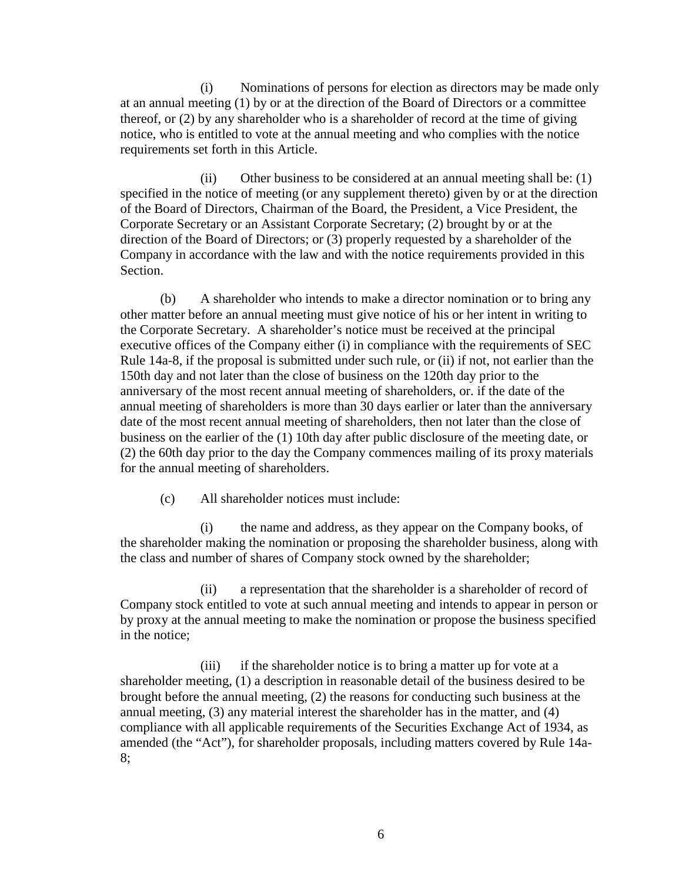(i) Nominations of persons for election as directors may be made only at an annual meeting (1) by or at the direction of the Board of Directors or a committee thereof, or (2) by any shareholder who is a shareholder of record at the time of giving notice, who is entitled to vote at the annual meeting and who complies with the notice requirements set forth in this Article.

(ii) Other business to be considered at an annual meeting shall be: (1) specified in the notice of meeting (or any supplement thereto) given by or at the direction of the Board of Directors, Chairman of the Board, the President, a Vice President, the Corporate Secretary or an Assistant Corporate Secretary; (2) brought by or at the direction of the Board of Directors; or (3) properly requested by a shareholder of the Company in accordance with the law and with the notice requirements provided in this Section.

(b) A shareholder who intends to make a director nomination or to bring any other matter before an annual meeting must give notice of his or her intent in writing to the Corporate Secretary. A shareholder's notice must be received at the principal executive offices of the Company either (i) in compliance with the requirements of SEC Rule 14a-8, if the proposal is submitted under such rule, or (ii) if not, not earlier than the 150th day and not later than the close of business on the 120th day prior to the anniversary of the most recent annual meeting of shareholders, or. if the date of the annual meeting of shareholders is more than 30 days earlier or later than the anniversary date of the most recent annual meeting of shareholders, then not later than the close of business on the earlier of the (1) 10th day after public disclosure of the meeting date, or (2) the 60th day prior to the day the Company commences mailing of its proxy materials for the annual meeting of shareholders.

(c) All shareholder notices must include:

(i) the name and address, as they appear on the Company books, of the shareholder making the nomination or proposing the shareholder business, along with the class and number of shares of Company stock owned by the shareholder;

(ii) a representation that the shareholder is a shareholder of record of Company stock entitled to vote at such annual meeting and intends to appear in person or by proxy at the annual meeting to make the nomination or propose the business specified in the notice;

(iii) if the shareholder notice is to bring a matter up for vote at a shareholder meeting, (1) a description in reasonable detail of the business desired to be brought before the annual meeting, (2) the reasons for conducting such business at the annual meeting, (3) any material interest the shareholder has in the matter, and (4) compliance with all applicable requirements of the Securities Exchange Act of 1934, as amended (the "Act"), for shareholder proposals, including matters covered by Rule 14a-8;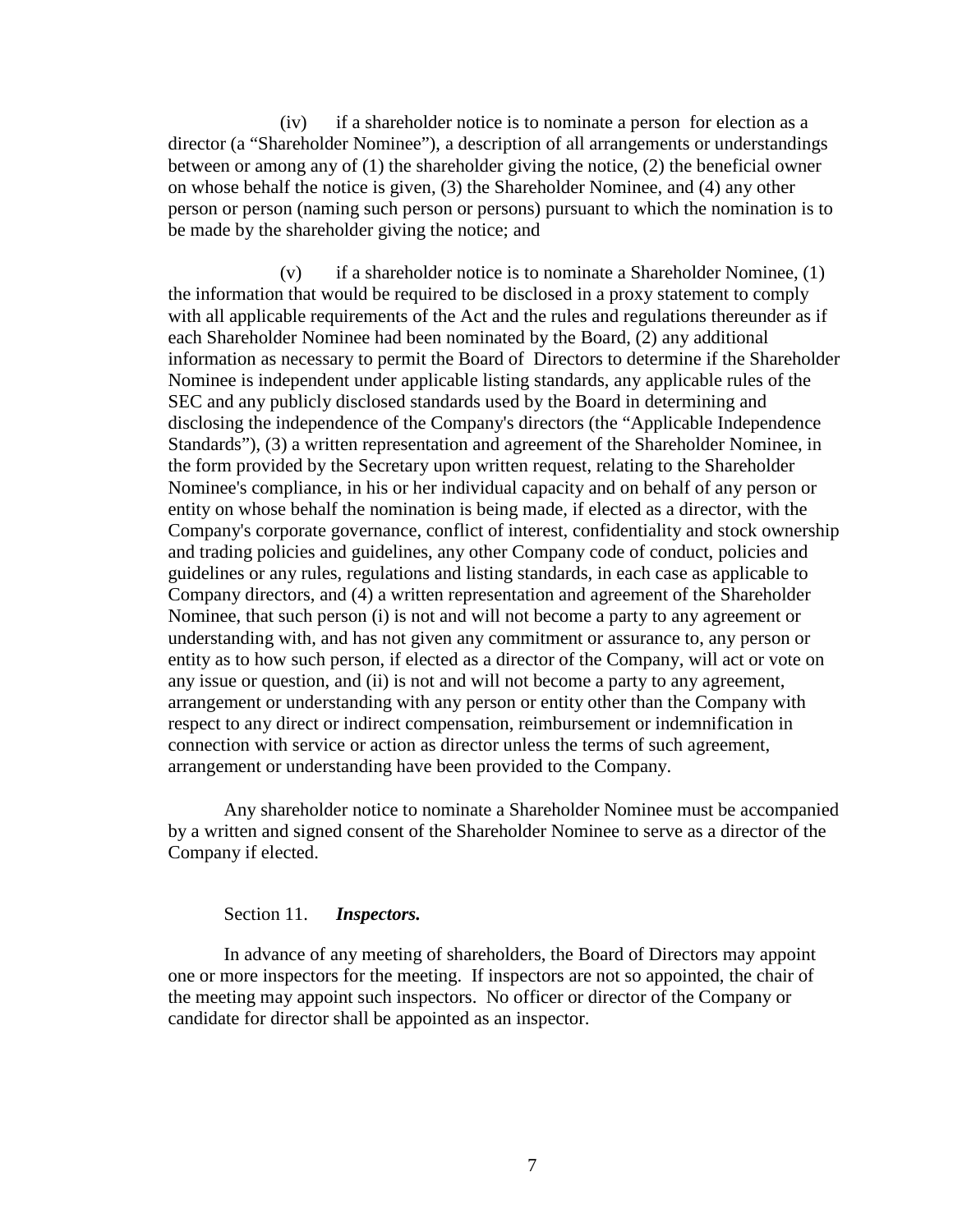(iv) if a shareholder notice is to nominate a person for election as a director (a "Shareholder Nominee"), a description of all arrangements or understandings between or among any of (1) the shareholder giving the notice, (2) the beneficial owner on whose behalf the notice is given, (3) the Shareholder Nominee, and (4) any other person or person (naming such person or persons) pursuant to which the nomination is to be made by the shareholder giving the notice; and

(v) if a shareholder notice is to nominate a Shareholder Nominee, (1) the information that would be required to be disclosed in a proxy statement to comply with all applicable requirements of the Act and the rules and regulations thereunder as if each Shareholder Nominee had been nominated by the Board, (2) any additional information as necessary to permit the Board of Directors to determine if the Shareholder Nominee is independent under applicable listing standards, any applicable rules of the SEC and any publicly disclosed standards used by the Board in determining and disclosing the independence of the Company's directors (the "Applicable Independence Standards"), (3) a written representation and agreement of the Shareholder Nominee, in the form provided by the Secretary upon written request, relating to the Shareholder Nominee's compliance, in his or her individual capacity and on behalf of any person or entity on whose behalf the nomination is being made, if elected as a director, with the Company's corporate governance, conflict of interest, confidentiality and stock ownership and trading policies and guidelines, any other Company code of conduct, policies and guidelines or any rules, regulations and listing standards, in each case as applicable to Company directors, and (4) a written representation and agreement of the Shareholder Nominee, that such person (i) is not and will not become a party to any agreement or understanding with, and has not given any commitment or assurance to, any person or entity as to how such person, if elected as a director of the Company, will act or vote on any issue or question, and (ii) is not and will not become a party to any agreement, arrangement or understanding with any person or entity other than the Company with respect to any direct or indirect compensation, reimbursement or indemnification in connection with service or action as director unless the terms of such agreement, arrangement or understanding have been provided to the Company.

Any shareholder notice to nominate a Shareholder Nominee must be accompanied by a written and signed consent of the Shareholder Nominee to serve as a director of the Company if elected.

Section 11. ***Inspectors.***

In advance of any meeting of shareholders, the Board of Directors may appoint one or more inspectors for the meeting. If inspectors are not so appointed, the chair of the meeting may appoint such inspectors. No officer or director of the Company or candidate for director shall be appointed as an inspector.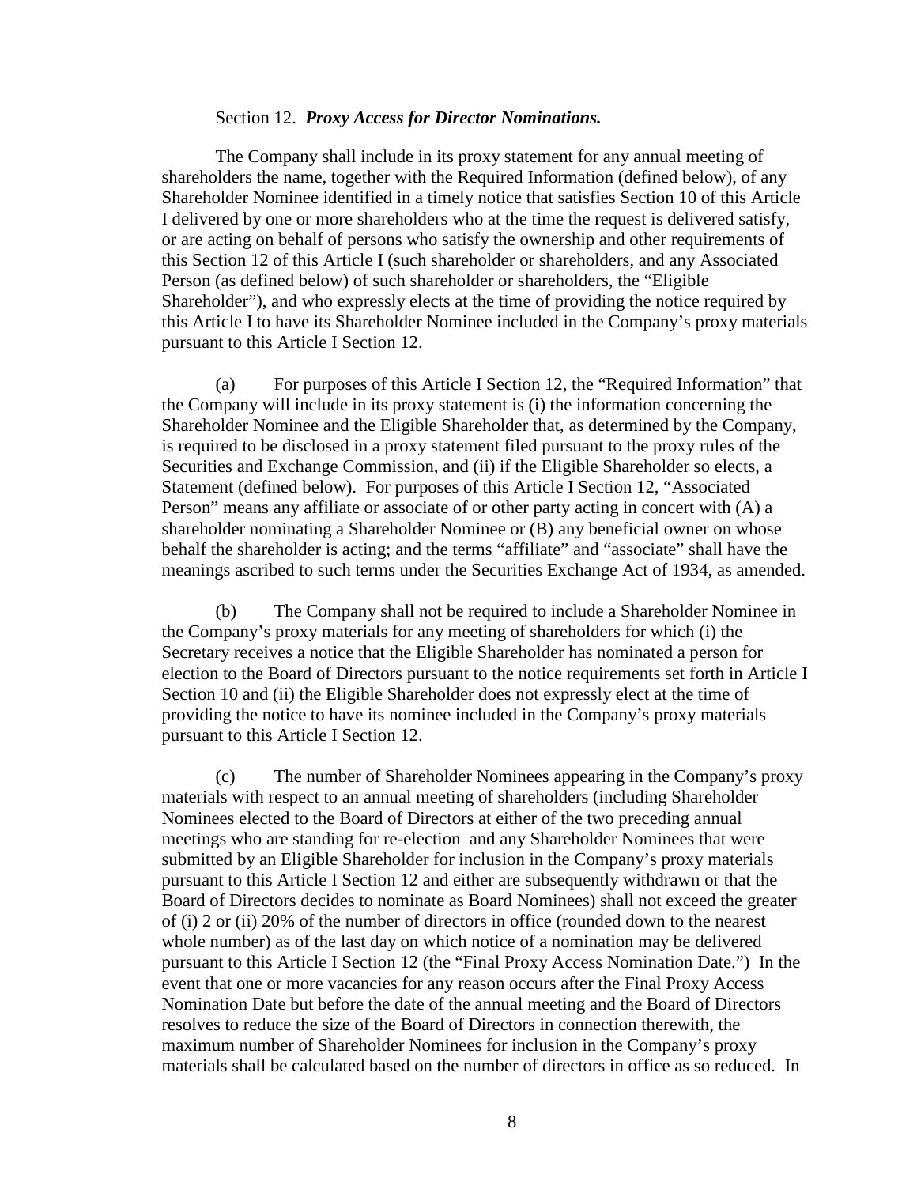Section 12. ***Proxy Access for Director Nominations.***

The Company shall include in its proxy statement for any annual meeting of shareholders the name, together with the Required Information (defined below), of any Shareholder Nominee identified in a timely notice that satisfies Section 10 of this Article I delivered by one or more shareholders who at the time the request is delivered satisfy, or are acting on behalf of persons who satisfy the ownership and other requirements of this Section 12 of this Article I (such shareholder or shareholders, and any Associated Person (as defined below) of such shareholder or shareholders, the "Eligible Shareholder"), and who expressly elects at the time of providing the notice required by this Article I to have its Shareholder Nominee included in the Company's proxy materials pursuant to this Article I Section 12.

(a) For purposes of this Article I Section 12, the "Required Information" that the Company will include in its proxy statement is (i) the information concerning the Shareholder Nominee and the Eligible Shareholder that, as determined by the Company, is required to be disclosed in a proxy statement filed pursuant to the proxy rules of the Securities and Exchange Commission, and (ii) if the Eligible Shareholder so elects, a Statement (defined below). For purposes of this Article I Section 12, "Associated Person" means any affiliate or associate of or other party acting in concert with (A) a shareholder nominating a Shareholder Nominee or (B) any beneficial owner on whose behalf the shareholder is acting; and the terms "affiliate" and "associate" shall have the meanings ascribed to such terms under the Securities Exchange Act of 1934, as amended.

(b) The Company shall not be required to include a Shareholder Nominee in the Company's proxy materials for any meeting of shareholders for which (i) the Secretary receives a notice that the Eligible Shareholder has nominated a person for election to the Board of Directors pursuant to the notice requirements set forth in Article I Section 10 and (ii) the Eligible Shareholder does not expressly elect at the time of providing the notice to have its nominee included in the Company's proxy materials pursuant to this Article I Section 12.

(c) The number of Shareholder Nominees appearing in the Company's proxy materials with respect to an annual meeting of shareholders (including Shareholder Nominees elected to the Board of Directors at either of the two preceding annual meetings who are standing for re-election and any Shareholder Nominees that were submitted by an Eligible Shareholder for inclusion in the Company's proxy materials pursuant to this Article I Section 12 and either are subsequently withdrawn or that the Board of Directors decides to nominate as Board Nominees) shall not exceed the greater of (i) 2 or (ii) 20% of the number of directors in office (rounded down to the nearest whole number) as of the last day on which notice of a nomination may be delivered pursuant to this Article I Section 12 (the "Final Proxy Access Nomination Date.") In the event that one or more vacancies for any reason occurs after the Final Proxy Access Nomination Date but before the date of the annual meeting and the Board of Directors resolves to reduce the size of the Board of Directors in connection therewith, the maximum number of Shareholder Nominees for inclusion in the Company's proxy materials shall be calculated based on the number of directors in office as so reduced. In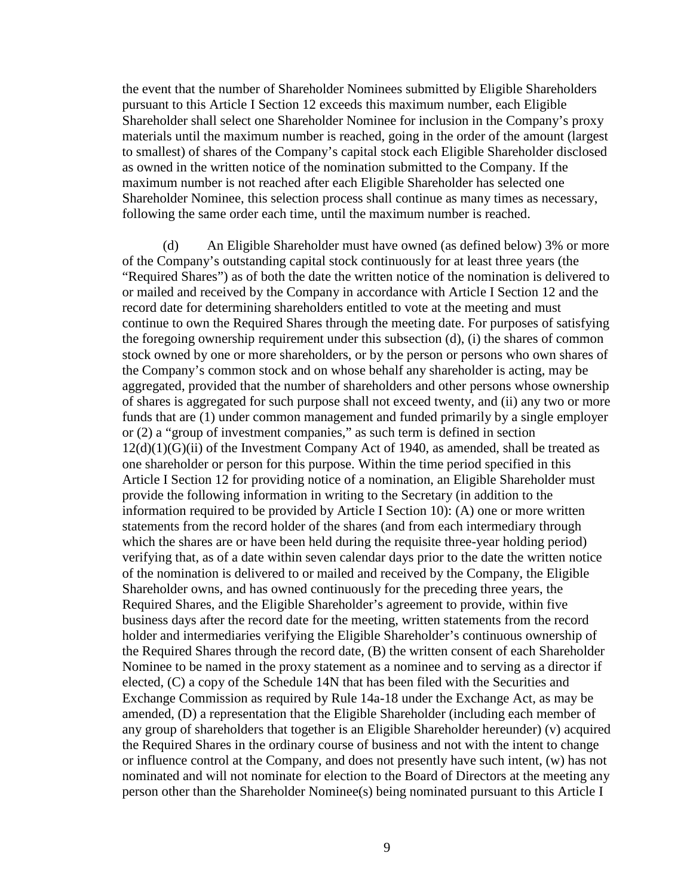the event that the number of Shareholder Nominees submitted by Eligible Shareholders pursuant to this Article I Section 12 exceeds this maximum number, each Eligible Shareholder shall select one Shareholder Nominee for inclusion in the Company's proxy materials until the maximum number is reached, going in the order of the amount (largest to smallest) of shares of the Company's capital stock each Eligible Shareholder disclosed as owned in the written notice of the nomination submitted to the Company. If the maximum number is not reached after each Eligible Shareholder has selected one Shareholder Nominee, this selection process shall continue as many times as necessary, following the same order each time, until the maximum number is reached.

(d) An Eligible Shareholder must have owned (as defined below) 3% or more of the Company's outstanding capital stock continuously for at least three years (the "Required Shares") as of both the date the written notice of the nomination is delivered to or mailed and received by the Company in accordance with Article I Section 12 and the record date for determining shareholders entitled to vote at the meeting and must continue to own the Required Shares through the meeting date. For purposes of satisfying the foregoing ownership requirement under this subsection (d), (i) the shares of common stock owned by one or more shareholders, or by the person or persons who own shares of the Company's common stock and on whose behalf any shareholder is acting, may be aggregated, provided that the number of shareholders and other persons whose ownership of shares is aggregated for such purpose shall not exceed twenty, and (ii) any two or more funds that are (1) under common management and funded primarily by a single employer or (2) a "group of investment companies," as such term is defined in section 12(d)(1)(G)(ii) of the Investment Company Act of 1940, as amended, shall be treated as one shareholder or person for this purpose. Within the time period specified in this Article I Section 12 for providing notice of a nomination, an Eligible Shareholder must provide the following information in writing to the Secretary (in addition to the information required to be provided by Article I Section 10): (A) one or more written statements from the record holder of the shares (and from each intermediary through which the shares are or have been held during the requisite three-year holding period) verifying that, as of a date within seven calendar days prior to the date the written notice of the nomination is delivered to or mailed and received by the Company, the Eligible Shareholder owns, and has owned continuously for the preceding three years, the Required Shares, and the Eligible Shareholder's agreement to provide, within five business days after the record date for the meeting, written statements from the record holder and intermediaries verifying the Eligible Shareholder's continuous ownership of the Required Shares through the record date, (B) the written consent of each Shareholder Nominee to be named in the proxy statement as a nominee and to serving as a director if elected, (C) a copy of the Schedule 14N that has been filed with the Securities and Exchange Commission as required by Rule 14a-18 under the Exchange Act, as may be amended, (D) a representation that the Eligible Shareholder (including each member of any group of shareholders that together is an Eligible Shareholder hereunder) (v) acquired the Required Shares in the ordinary course of business and not with the intent to change or influence control at the Company, and does not presently have such intent, (w) has not nominated and will not nominate for election to the Board of Directors at the meeting any person other than the Shareholder Nominee(s) being nominated pursuant to this Article I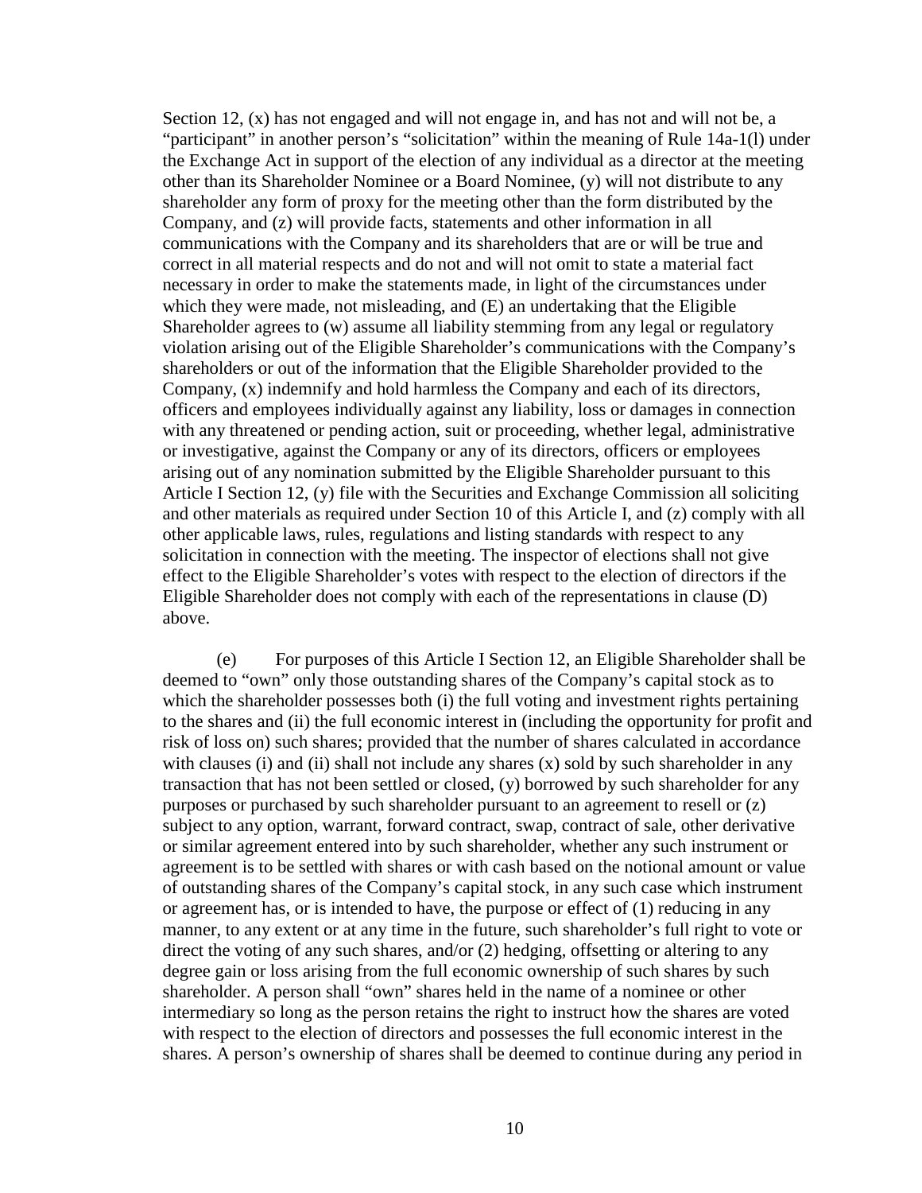Section 12, (x) has not engaged and will not engage in, and has not and will not be, a "participant" in another person's "solicitation" within the meaning of Rule 14a-1(l) under the Exchange Act in support of the election of any individual as a director at the meeting other than its Shareholder Nominee or a Board Nominee, (y) will not distribute to any shareholder any form of proxy for the meeting other than the form distributed by the Company, and (z) will provide facts, statements and other information in all communications with the Company and its shareholders that are or will be true and correct in all material respects and do not and will not omit to state a material fact necessary in order to make the statements made, in light of the circumstances under which they were made, not misleading, and (E) an undertaking that the Eligible Shareholder agrees to (w) assume all liability stemming from any legal or regulatory violation arising out of the Eligible Shareholder's communications with the Company's shareholders or out of the information that the Eligible Shareholder provided to the Company, (x) indemnify and hold harmless the Company and each of its directors, officers and employees individually against any liability, loss or damages in connection with any threatened or pending action, suit or proceeding, whether legal, administrative or investigative, against the Company or any of its directors, officers or employees arising out of any nomination submitted by the Eligible Shareholder pursuant to this Article I Section 12, (y) file with the Securities and Exchange Commission all soliciting and other materials as required under Section 10 of this Article I, and (z) comply with all other applicable laws, rules, regulations and listing standards with respect to any solicitation in connection with the meeting. The inspector of elections shall not give effect to the Eligible Shareholder's votes with respect to the election of directors if the Eligible Shareholder does not comply with each of the representations in clause (D) above.

(e) For purposes of this Article I Section 12, an Eligible Shareholder shall be deemed to "own" only those outstanding shares of the Company's capital stock as to which the shareholder possesses both (i) the full voting and investment rights pertaining to the shares and (ii) the full economic interest in (including the opportunity for profit and risk of loss on) such shares; provided that the number of shares calculated in accordance with clauses (i) and (ii) shall not include any shares (x) sold by such shareholder in any transaction that has not been settled or closed, (y) borrowed by such shareholder for any purposes or purchased by such shareholder pursuant to an agreement to resell or (z) subject to any option, warrant, forward contract, swap, contract of sale, other derivative or similar agreement entered into by such shareholder, whether any such instrument or agreement is to be settled with shares or with cash based on the notional amount or value of outstanding shares of the Company's capital stock, in any such case which instrument or agreement has, or is intended to have, the purpose or effect of (1) reducing in any manner, to any extent or at any time in the future, such shareholder's full right to vote or direct the voting of any such shares, and/or (2) hedging, offsetting or altering to any degree gain or loss arising from the full economic ownership of such shares by such shareholder. A person shall "own" shares held in the name of a nominee or other intermediary so long as the person retains the right to instruct how the shares are voted with respect to the election of directors and possesses the full economic interest in the shares. A person's ownership of shares shall be deemed to continue during any period in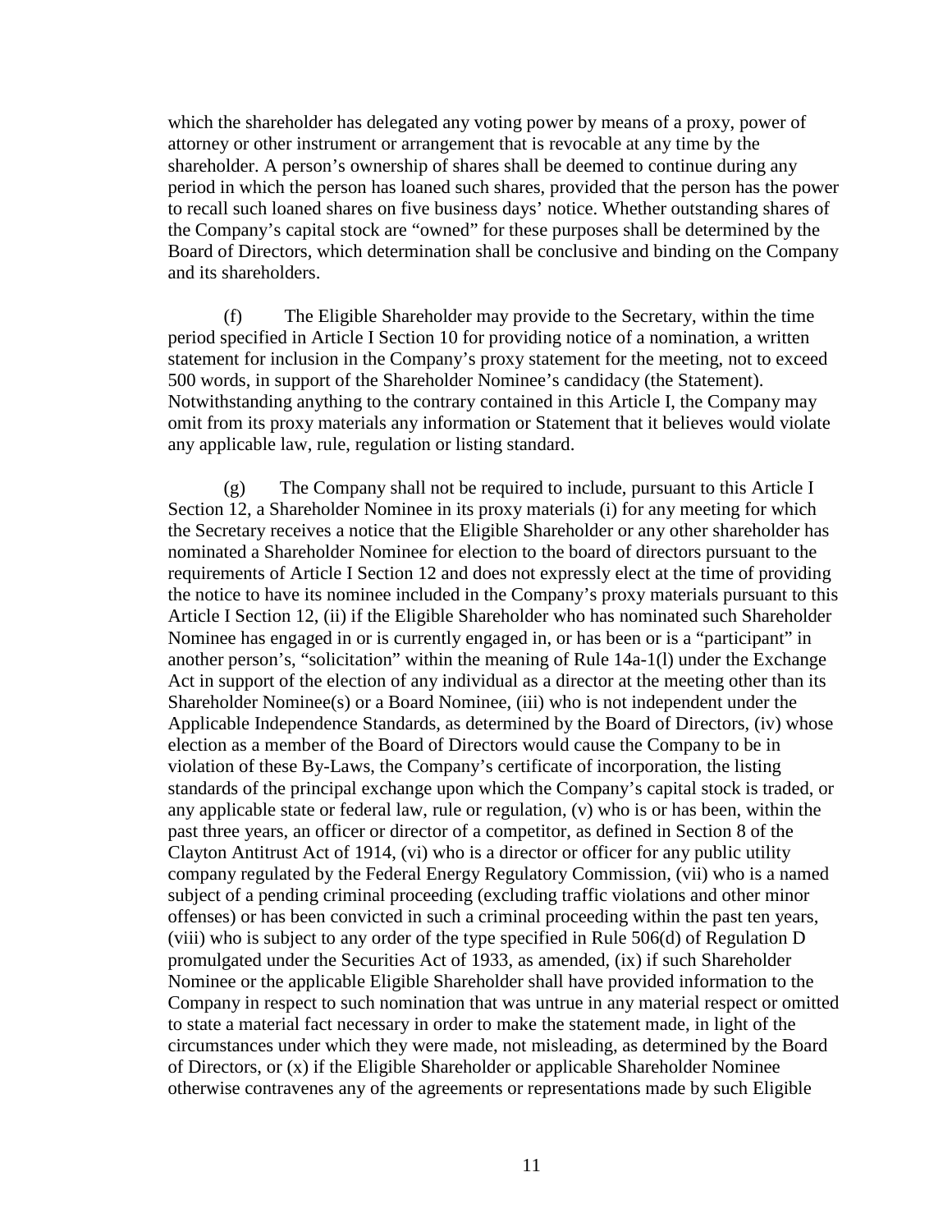which the shareholder has delegated any voting power by means of a proxy, power of attorney or other instrument or arrangement that is revocable at any time by the shareholder. A person's ownership of shares shall be deemed to continue during any period in which the person has loaned such shares, provided that the person has the power to recall such loaned shares on five business days' notice. Whether outstanding shares of the Company's capital stock are "owned" for these purposes shall be determined by the Board of Directors, which determination shall be conclusive and binding on the Company and its shareholders.

(f) The Eligible Shareholder may provide to the Secretary, within the time period specified in Article I Section 10 for providing notice of a nomination, a written statement for inclusion in the Company's proxy statement for the meeting, not to exceed 500 words, in support of the Shareholder Nominee's candidacy (the Statement). Notwithstanding anything to the contrary contained in this Article I, the Company may omit from its proxy materials any information or Statement that it believes would violate any applicable law, rule, regulation or listing standard.

(g) The Company shall not be required to include, pursuant to this Article I Section 12, a Shareholder Nominee in its proxy materials (i) for any meeting for which the Secretary receives a notice that the Eligible Shareholder or any other shareholder has nominated a Shareholder Nominee for election to the board of directors pursuant to the requirements of Article I Section 12 and does not expressly elect at the time of providing the notice to have its nominee included in the Company's proxy materials pursuant to this Article I Section 12, (ii) if the Eligible Shareholder who has nominated such Shareholder Nominee has engaged in or is currently engaged in, or has been or is a "participant" in another person's, "solicitation" within the meaning of Rule 14a-1(l) under the Exchange Act in support of the election of any individual as a director at the meeting other than its Shareholder Nominee(s) or a Board Nominee, (iii) who is not independent under the Applicable Independence Standards, as determined by the Board of Directors, (iv) whose election as a member of the Board of Directors would cause the Company to be in violation of these By-Laws, the Company's certificate of incorporation, the listing standards of the principal exchange upon which the Company's capital stock is traded, or any applicable state or federal law, rule or regulation, (v) who is or has been, within the past three years, an officer or director of a competitor, as defined in Section 8 of the Clayton Antitrust Act of 1914, (vi) who is a director or officer for any public utility company regulated by the Federal Energy Regulatory Commission, (vii) who is a named subject of a pending criminal proceeding (excluding traffic violations and other minor offenses) or has been convicted in such a criminal proceeding within the past ten years, (viii) who is subject to any order of the type specified in Rule 506(d) of Regulation D promulgated under the Securities Act of 1933, as amended, (ix) if such Shareholder Nominee or the applicable Eligible Shareholder shall have provided information to the Company in respect to such nomination that was untrue in any material respect or omitted to state a material fact necessary in order to make the statement made, in light of the circumstances under which they were made, not misleading, as determined by the Board of Directors, or (x) if the Eligible Shareholder or applicable Shareholder Nominee otherwise contravenes any of the agreements or representations made by such Eligible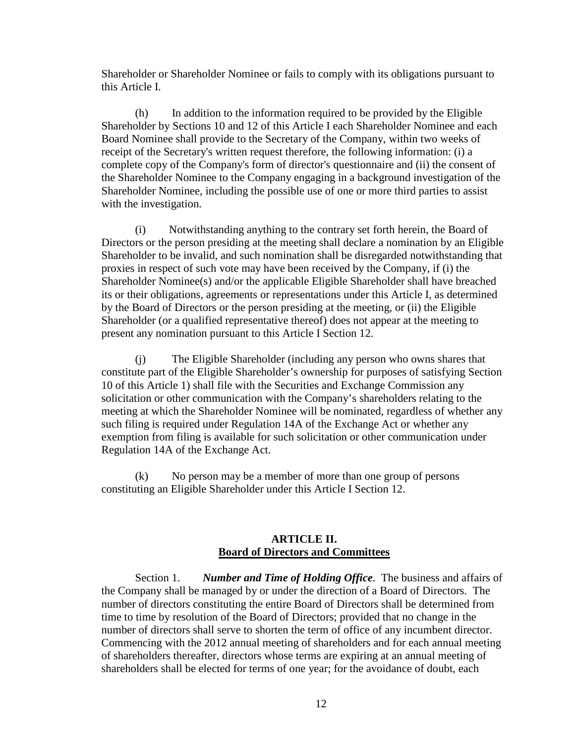Shareholder or Shareholder Nominee or fails to comply with its obligations pursuant to this Article I.

(h) In addition to the information required to be provided by the Eligible Shareholder by Sections 10 and 12 of this Article I each Shareholder Nominee and each Board Nominee shall provide to the Secretary of the Company, within two weeks of receipt of the Secretary's written request therefore, the following information: (i) a complete copy of the Company's form of director's questionnaire and (ii) the consent of the Shareholder Nominee to the Company engaging in a background investigation of the Shareholder Nominee, including the possible use of one or more third parties to assist with the investigation.

(i) Notwithstanding anything to the contrary set forth herein, the Board of Directors or the person presiding at the meeting shall declare a nomination by an Eligible Shareholder to be invalid, and such nomination shall be disregarded notwithstanding that proxies in respect of such vote may have been received by the Company, if (i) the Shareholder Nominee(s) and/or the applicable Eligible Shareholder shall have breached its or their obligations, agreements or representations under this Article I, as determined by the Board of Directors or the person presiding at the meeting, or (ii) the Eligible Shareholder (or a qualified representative thereof) does not appear at the meeting to present any nomination pursuant to this Article I Section 12.

(j) The Eligible Shareholder (including any person who owns shares that constitute part of the Eligible Shareholder's ownership for purposes of satisfying Section 10 of this Article 1) shall file with the Securities and Exchange Commission any solicitation or other communication with the Company's shareholders relating to the meeting at which the Shareholder Nominee will be nominated, regardless of whether any such filing is required under Regulation 14A of the Exchange Act or whether any exemption from filing is available for such solicitation or other communication under Regulation 14A of the Exchange Act.

(k) No person may be a member of more than one group of persons constituting an Eligible Shareholder under this Article I Section 12.

## ARTICLE II.
## Board of Directors and Committees

Section 1. ***Number and Time of Holding Office***. The business and affairs of the Company shall be managed by or under the direction of a Board of Directors. The number of directors constituting the entire Board of Directors shall be determined from time to time by resolution of the Board of Directors; provided that no change in the number of directors shall serve to shorten the term of office of any incumbent director. Commencing with the 2012 annual meeting of shareholders and for each annual meeting of shareholders thereafter, directors whose terms are expiring at an annual meeting of shareholders shall be elected for terms of one year; for the avoidance of doubt, each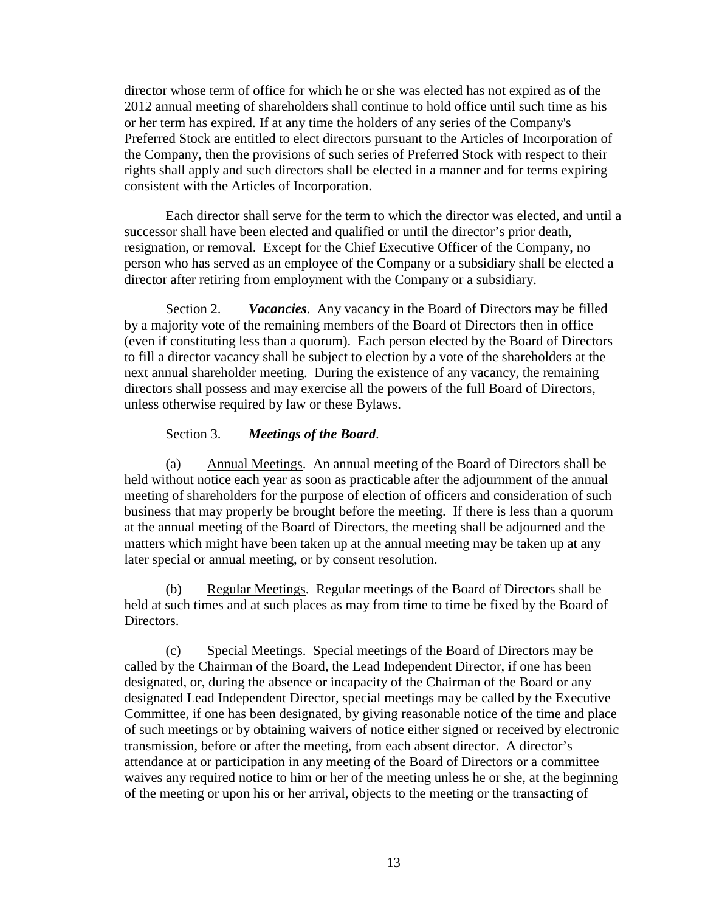director whose term of office for which he or she was elected has not expired as of the 2012 annual meeting of shareholders shall continue to hold office until such time as his or her term has expired. If at any time the holders of any series of the Company's Preferred Stock are entitled to elect directors pursuant to the Articles of Incorporation of the Company, then the provisions of such series of Preferred Stock with respect to their rights shall apply and such directors shall be elected in a manner and for terms expiring consistent with the Articles of Incorporation.

Each director shall serve for the term to which the director was elected, and until a successor shall have been elected and qualified or until the director's prior death, resignation, or removal. Except for the Chief Executive Officer of the Company, no person who has served as an employee of the Company or a subsidiary shall be elected a director after retiring from employment with the Company or a subsidiary.

Section 2. ***Vacancies***. Any vacancy in the Board of Directors may be filled by a majority vote of the remaining members of the Board of Directors then in office (even if constituting less than a quorum). Each person elected by the Board of Directors to fill a director vacancy shall be subject to election by a vote of the shareholders at the next annual shareholder meeting. During the existence of any vacancy, the remaining directors shall possess and may exercise all the powers of the full Board of Directors, unless otherwise required by law or these Bylaws.

Section 3. ***Meetings of the Board***.

(a) Annual Meetings. An annual meeting of the Board of Directors shall be held without notice each year as soon as practicable after the adjournment of the annual meeting of shareholders for the purpose of election of officers and consideration of such business that may properly be brought before the meeting. If there is less than a quorum at the annual meeting of the Board of Directors, the meeting shall be adjourned and the matters which might have been taken up at the annual meeting may be taken up at any later special or annual meeting, or by consent resolution.

(b) Regular Meetings. Regular meetings of the Board of Directors shall be held at such times and at such places as may from time to time be fixed by the Board of Directors.

(c) Special Meetings. Special meetings of the Board of Directors may be called by the Chairman of the Board, the Lead Independent Director, if one has been designated, or, during the absence or incapacity of the Chairman of the Board or any designated Lead Independent Director, special meetings may be called by the Executive Committee, if one has been designated, by giving reasonable notice of the time and place of such meetings or by obtaining waivers of notice either signed or received by electronic transmission, before or after the meeting, from each absent director. A director's attendance at or participation in any meeting of the Board of Directors or a committee waives any required notice to him or her of the meeting unless he or she, at the beginning of the meeting or upon his or her arrival, objects to the meeting or the transacting of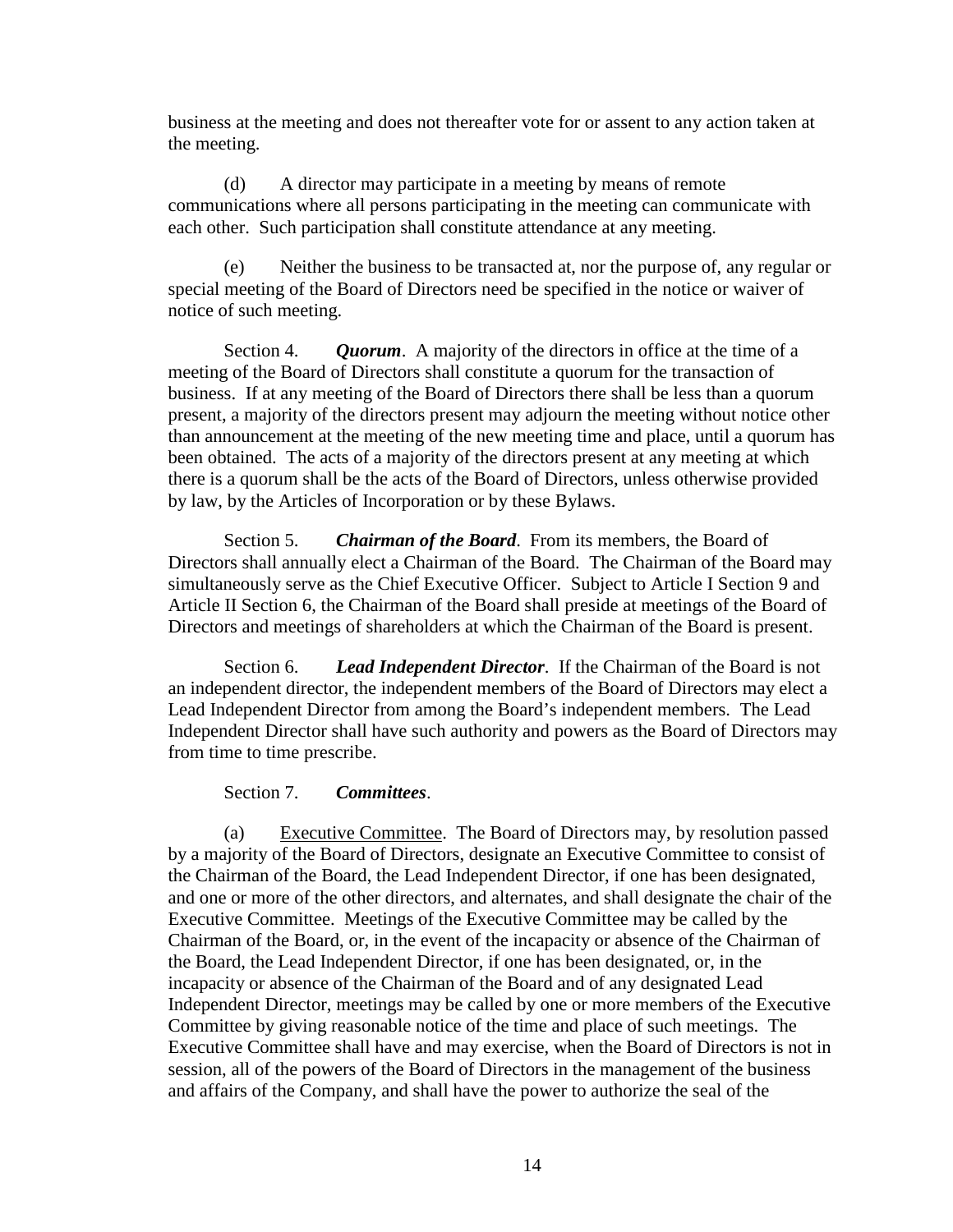business at the meeting and does not thereafter vote for or assent to any action taken at the meeting.

(d) A director may participate in a meeting by means of remote communications where all persons participating in the meeting can communicate with each other. Such participation shall constitute attendance at any meeting.

(e) Neither the business to be transacted at, nor the purpose of, any regular or special meeting of the Board of Directors need be specified in the notice or waiver of notice of such meeting.

Section 4. ***Quorum***. A majority of the directors in office at the time of a meeting of the Board of Directors shall constitute a quorum for the transaction of business. If at any meeting of the Board of Directors there shall be less than a quorum present, a majority of the directors present may adjourn the meeting without notice other than announcement at the meeting of the new meeting time and place, until a quorum has been obtained. The acts of a majority of the directors present at any meeting at which there is a quorum shall be the acts of the Board of Directors, unless otherwise provided by law, by the Articles of Incorporation or by these Bylaws.

Section 5. ***Chairman of the Board***. From its members, the Board of Directors shall annually elect a Chairman of the Board. The Chairman of the Board may simultaneously serve as the Chief Executive Officer. Subject to Article I Section 9 and Article II Section 6, the Chairman of the Board shall preside at meetings of the Board of Directors and meetings of shareholders at which the Chairman of the Board is present.

Section 6. ***Lead Independent Director***. If the Chairman of the Board is not an independent director, the independent members of the Board of Directors may elect a Lead Independent Director from among the Board's independent members. The Lead Independent Director shall have such authority and powers as the Board of Directors may from time to time prescribe.

Section 7. ***Committees***.

(a) Executive Committee. The Board of Directors may, by resolution passed by a majority of the Board of Directors, designate an Executive Committee to consist of the Chairman of the Board, the Lead Independent Director, if one has been designated, and one or more of the other directors, and alternates, and shall designate the chair of the Executive Committee. Meetings of the Executive Committee may be called by the Chairman of the Board, or, in the event of the incapacity or absence of the Chairman of the Board, the Lead Independent Director, if one has been designated, or, in the incapacity or absence of the Chairman of the Board and of any designated Lead Independent Director, meetings may be called by one or more members of the Executive Committee by giving reasonable notice of the time and place of such meetings. The Executive Committee shall have and may exercise, when the Board of Directors is not in session, all of the powers of the Board of Directors in the management of the business and affairs of the Company, and shall have the power to authorize the seal of the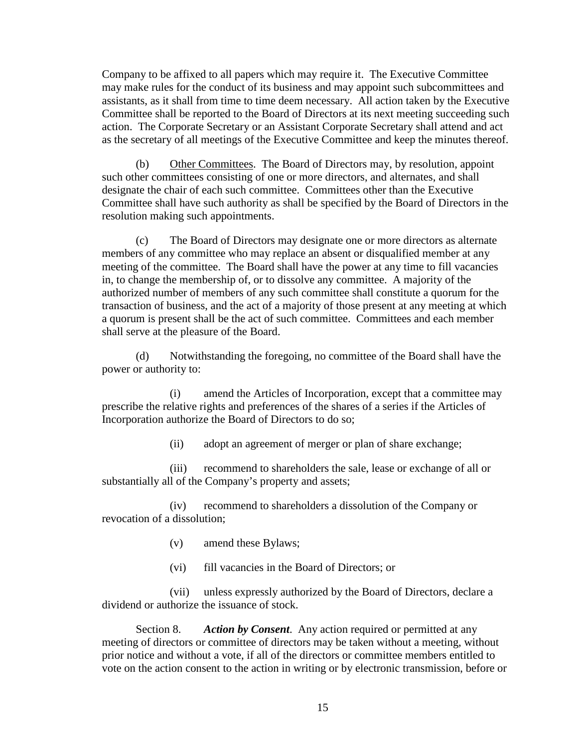Company to be affixed to all papers which may require it. The Executive Committee may make rules for the conduct of its business and may appoint such subcommittees and assistants, as it shall from time to time deem necessary. All action taken by the Executive Committee shall be reported to the Board of Directors at its next meeting succeeding such action. The Corporate Secretary or an Assistant Corporate Secretary shall attend and act as the secretary of all meetings of the Executive Committee and keep the minutes thereof.

(b) Other Committees. The Board of Directors may, by resolution, appoint such other committees consisting of one or more directors, and alternates, and shall designate the chair of each such committee. Committees other than the Executive Committee shall have such authority as shall be specified by the Board of Directors in the resolution making such appointments.

(c) The Board of Directors may designate one or more directors as alternate members of any committee who may replace an absent or disqualified member at any meeting of the committee. The Board shall have the power at any time to fill vacancies in, to change the membership of, or to dissolve any committee. A majority of the authorized number of members of any such committee shall constitute a quorum for the transaction of business, and the act of a majority of those present at any meeting at which a quorum is present shall be the act of such committee. Committees and each member shall serve at the pleasure of the Board.

(d) Notwithstanding the foregoing, no committee of the Board shall have the power or authority to:

(i) amend the Articles of Incorporation, except that a committee may prescribe the relative rights and preferences of the shares of a series if the Articles of Incorporation authorize the Board of Directors to do so;

(ii) adopt an agreement of merger or plan of share exchange;

(iii) recommend to shareholders the sale, lease or exchange of all or substantially all of the Company's property and assets;

(iv) recommend to shareholders a dissolution of the Company or revocation of a dissolution;

(v) amend these Bylaws;

(vi) fill vacancies in the Board of Directors; or

(vii) unless expressly authorized by the Board of Directors, declare a dividend or authorize the issuance of stock.

Section 8. ***Action by Consent***. Any action required or permitted at any meeting of directors or committee of directors may be taken without a meeting, without prior notice and without a vote, if all of the directors or committee members entitled to vote on the action consent to the action in writing or by electronic transmission, before or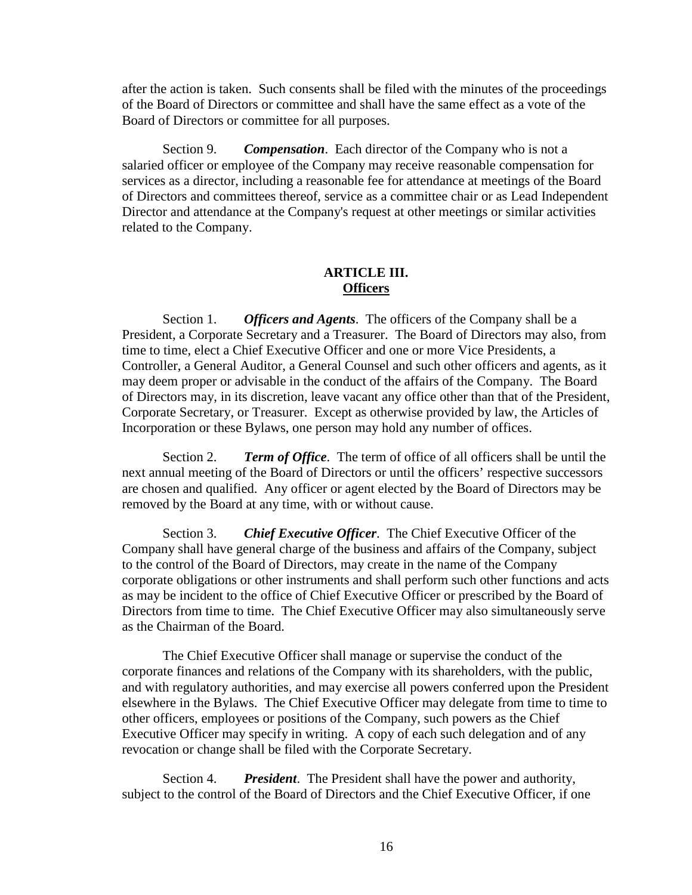after the action is taken. Such consents shall be filed with the minutes of the proceedings of the Board of Directors or committee and shall have the same effect as a vote of the Board of Directors or committee for all purposes.

Section 9. ***Compensation***. Each director of the Company who is not a salaried officer or employee of the Company may receive reasonable compensation for services as a director, including a reasonable fee for attendance at meetings of the Board of Directors and committees thereof, service as a committee chair or as Lead Independent Director and attendance at the Company's request at other meetings or similar activities related to the Company.

## ARTICLE III.
## Officers

Section 1. ***Officers and Agents***. The officers of the Company shall be a President, a Corporate Secretary and a Treasurer. The Board of Directors may also, from time to time, elect a Chief Executive Officer and one or more Vice Presidents, a Controller, a General Auditor, a General Counsel and such other officers and agents, as it may deem proper or advisable in the conduct of the affairs of the Company. The Board of Directors may, in its discretion, leave vacant any office other than that of the President, Corporate Secretary, or Treasurer. Except as otherwise provided by law, the Articles of Incorporation or these Bylaws, one person may hold any number of offices.

Section 2. ***Term of Office***. The term of office of all officers shall be until the next annual meeting of the Board of Directors or until the officers' respective successors are chosen and qualified. Any officer or agent elected by the Board of Directors may be removed by the Board at any time, with or without cause.

Section 3. ***Chief Executive Officer***. The Chief Executive Officer of the Company shall have general charge of the business and affairs of the Company, subject to the control of the Board of Directors, may create in the name of the Company corporate obligations or other instruments and shall perform such other functions and acts as may be incident to the office of Chief Executive Officer or prescribed by the Board of Directors from time to time. The Chief Executive Officer may also simultaneously serve as the Chairman of the Board.

The Chief Executive Officer shall manage or supervise the conduct of the corporate finances and relations of the Company with its shareholders, with the public, and with regulatory authorities, and may exercise all powers conferred upon the President elsewhere in the Bylaws. The Chief Executive Officer may delegate from time to time to other officers, employees or positions of the Company, such powers as the Chief Executive Officer may specify in writing. A copy of each such delegation and of any revocation or change shall be filed with the Corporate Secretary.

Section 4. ***President***. The President shall have the power and authority, subject to the control of the Board of Directors and the Chief Executive Officer, if one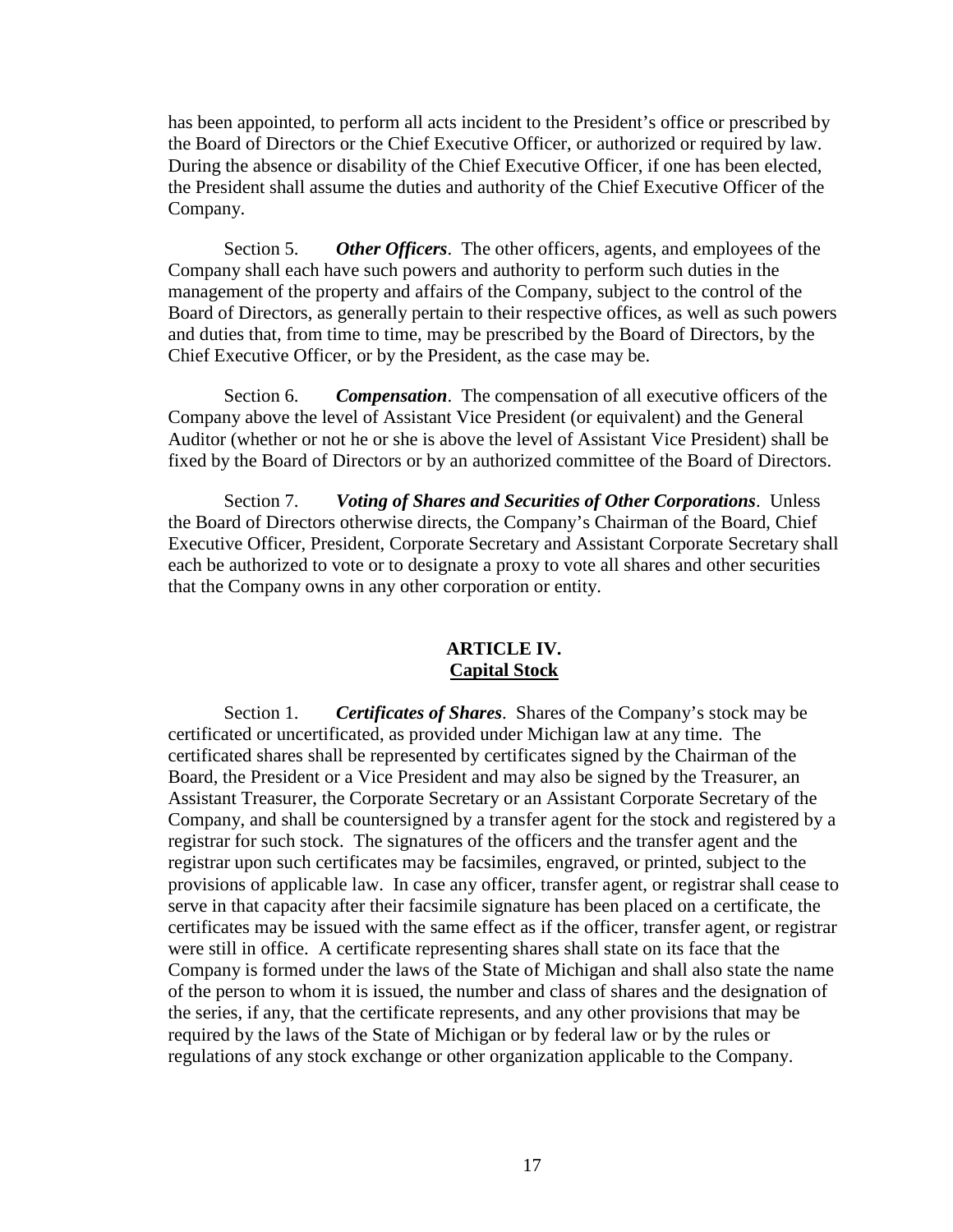has been appointed, to perform all acts incident to the President's office or prescribed by the Board of Directors or the Chief Executive Officer, or authorized or required by law. During the absence or disability of the Chief Executive Officer, if one has been elected, the President shall assume the duties and authority of the Chief Executive Officer of the Company.

Section 5. ***Other Officers***. The other officers, agents, and employees of the Company shall each have such powers and authority to perform such duties in the management of the property and affairs of the Company, subject to the control of the Board of Directors, as generally pertain to their respective offices, as well as such powers and duties that, from time to time, may be prescribed by the Board of Directors, by the Chief Executive Officer, or by the President, as the case may be.

Section 6. ***Compensation***. The compensation of all executive officers of the Company above the level of Assistant Vice President (or equivalent) and the General Auditor (whether or not he or she is above the level of Assistant Vice President) shall be fixed by the Board of Directors or by an authorized committee of the Board of Directors.

Section 7. ***Voting of Shares and Securities of Other Corporations***. Unless the Board of Directors otherwise directs, the Company's Chairman of the Board, Chief Executive Officer, President, Corporate Secretary and Assistant Corporate Secretary shall each be authorized to vote or to designate a proxy to vote all shares and other securities that the Company owns in any other corporation or entity.

## ARTICLE IV.
## Capital Stock

Section 1. ***Certificates of Shares***. Shares of the Company's stock may be certificated or uncertificated, as provided under Michigan law at any time. The certificated shares shall be represented by certificates signed by the Chairman of the Board, the President or a Vice President and may also be signed by the Treasurer, an Assistant Treasurer, the Corporate Secretary or an Assistant Corporate Secretary of the Company, and shall be countersigned by a transfer agent for the stock and registered by a registrar for such stock. The signatures of the officers and the transfer agent and the registrar upon such certificates may be facsimiles, engraved, or printed, subject to the provisions of applicable law. In case any officer, transfer agent, or registrar shall cease to serve in that capacity after their facsimile signature has been placed on a certificate, the certificates may be issued with the same effect as if the officer, transfer agent, or registrar were still in office. A certificate representing shares shall state on its face that the Company is formed under the laws of the State of Michigan and shall also state the name of the person to whom it is issued, the number and class of shares and the designation of the series, if any, that the certificate represents, and any other provisions that may be required by the laws of the State of Michigan or by federal law or by the rules or regulations of any stock exchange or other organization applicable to the Company.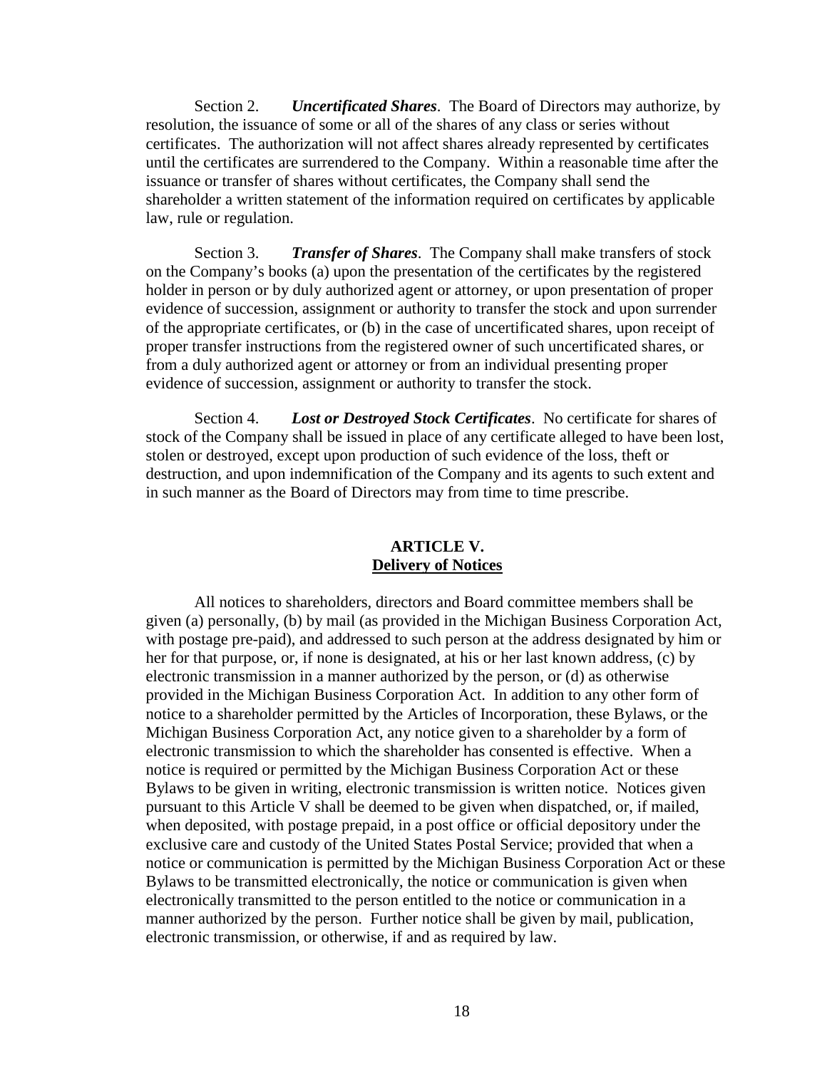Section 2. ***Uncertificated Shares***. The Board of Directors may authorize, by resolution, the issuance of some or all of the shares of any class or series without certificates. The authorization will not affect shares already represented by certificates until the certificates are surrendered to the Company. Within a reasonable time after the issuance or transfer of shares without certificates, the Company shall send the shareholder a written statement of the information required on certificates by applicable law, rule or regulation.

Section 3. ***Transfer of Shares***. The Company shall make transfers of stock on the Company's books (a) upon the presentation of the certificates by the registered holder in person or by duly authorized agent or attorney, or upon presentation of proper evidence of succession, assignment or authority to transfer the stock and upon surrender of the appropriate certificates, or (b) in the case of uncertificated shares, upon receipt of proper transfer instructions from the registered owner of such uncertificated shares, or from a duly authorized agent or attorney or from an individual presenting proper evidence of succession, assignment or authority to transfer the stock.

Section 4. ***Lost or Destroyed Stock Certificates***. No certificate for shares of stock of the Company shall be issued in place of any certificate alleged to have been lost, stolen or destroyed, except upon production of such evidence of the loss, theft or destruction, and upon indemnification of the Company and its agents to such extent and in such manner as the Board of Directors may from time to time prescribe.

## ARTICLE V.
## Delivery of Notices

All notices to shareholders, directors and Board committee members shall be given (a) personally, (b) by mail (as provided in the Michigan Business Corporation Act, with postage pre-paid), and addressed to such person at the address designated by him or her for that purpose, or, if none is designated, at his or her last known address, (c) by electronic transmission in a manner authorized by the person, or (d) as otherwise provided in the Michigan Business Corporation Act. In addition to any other form of notice to a shareholder permitted by the Articles of Incorporation, these Bylaws, or the Michigan Business Corporation Act, any notice given to a shareholder by a form of electronic transmission to which the shareholder has consented is effective. When a notice is required or permitted by the Michigan Business Corporation Act or these Bylaws to be given in writing, electronic transmission is written notice. Notices given pursuant to this Article V shall be deemed to be given when dispatched, or, if mailed, when deposited, with postage prepaid, in a post office or official depository under the exclusive care and custody of the United States Postal Service; provided that when a notice or communication is permitted by the Michigan Business Corporation Act or these Bylaws to be transmitted electronically, the notice or communication is given when electronically transmitted to the person entitled to the notice or communication in a manner authorized by the person. Further notice shall be given by mail, publication, electronic transmission, or otherwise, if and as required by law.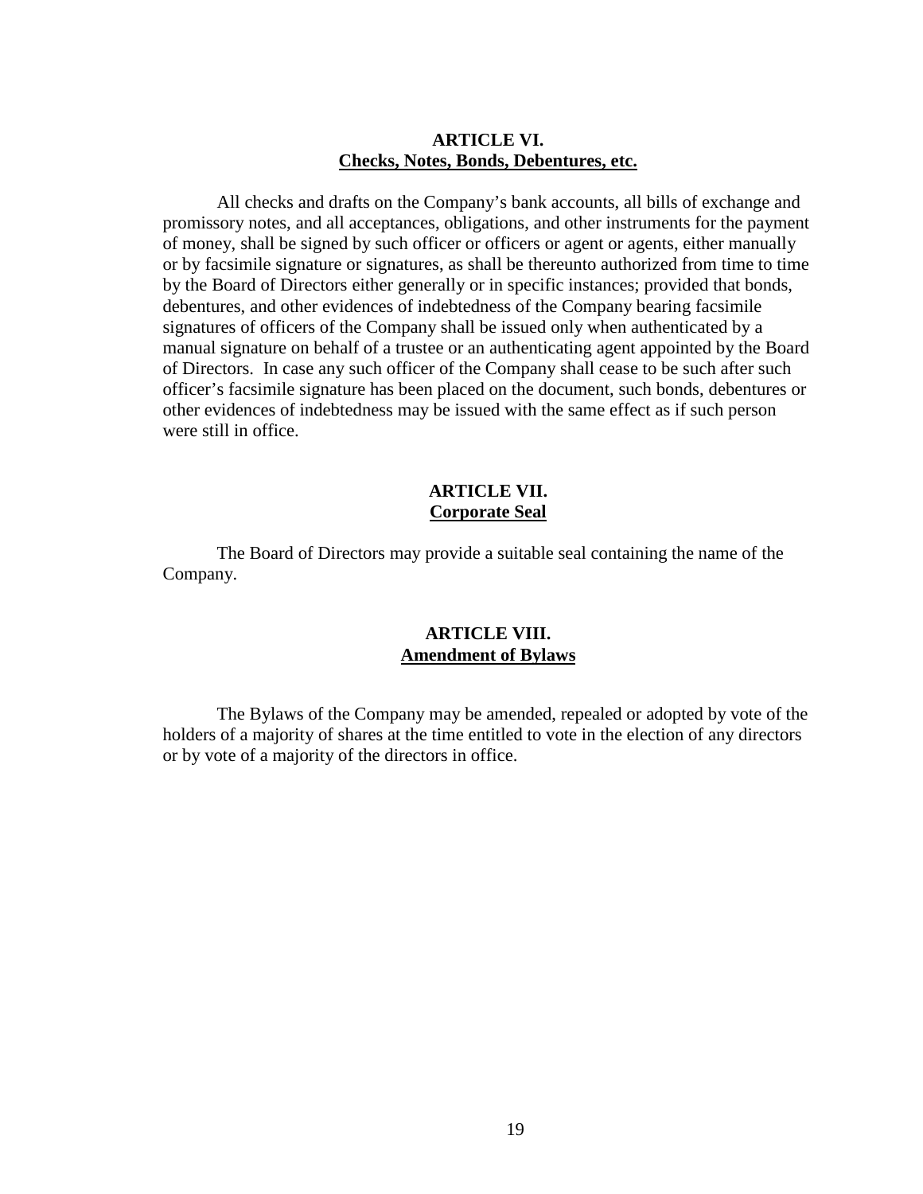## ARTICLE VI.
## Checks, Notes, Bonds, Debentures, etc.

All checks and drafts on the Company's bank accounts, all bills of exchange and promissory notes, and all acceptances, obligations, and other instruments for the payment of money, shall be signed by such officer or officers or agent or agents, either manually or by facsimile signature or signatures, as shall be thereunto authorized from time to time by the Board of Directors either generally or in specific instances; provided that bonds, debentures, and other evidences of indebtedness of the Company bearing facsimile signatures of officers of the Company shall be issued only when authenticated by a manual signature on behalf of a trustee or an authenticating agent appointed by the Board of Directors. In case any such officer of the Company shall cease to be such after such officer's facsimile signature has been placed on the document, such bonds, debentures or other evidences of indebtedness may be issued with the same effect as if such person were still in office.

## ARTICLE VII.
## Corporate Seal

The Board of Directors may provide a suitable seal containing the name of the Company.

## ARTICLE VIII.
## Amendment of Bylaws

The Bylaws of the Company may be amended, repealed or adopted by vote of the holders of a majority of shares at the time entitled to vote in the election of any directors or by vote of a majority of the directors in office.